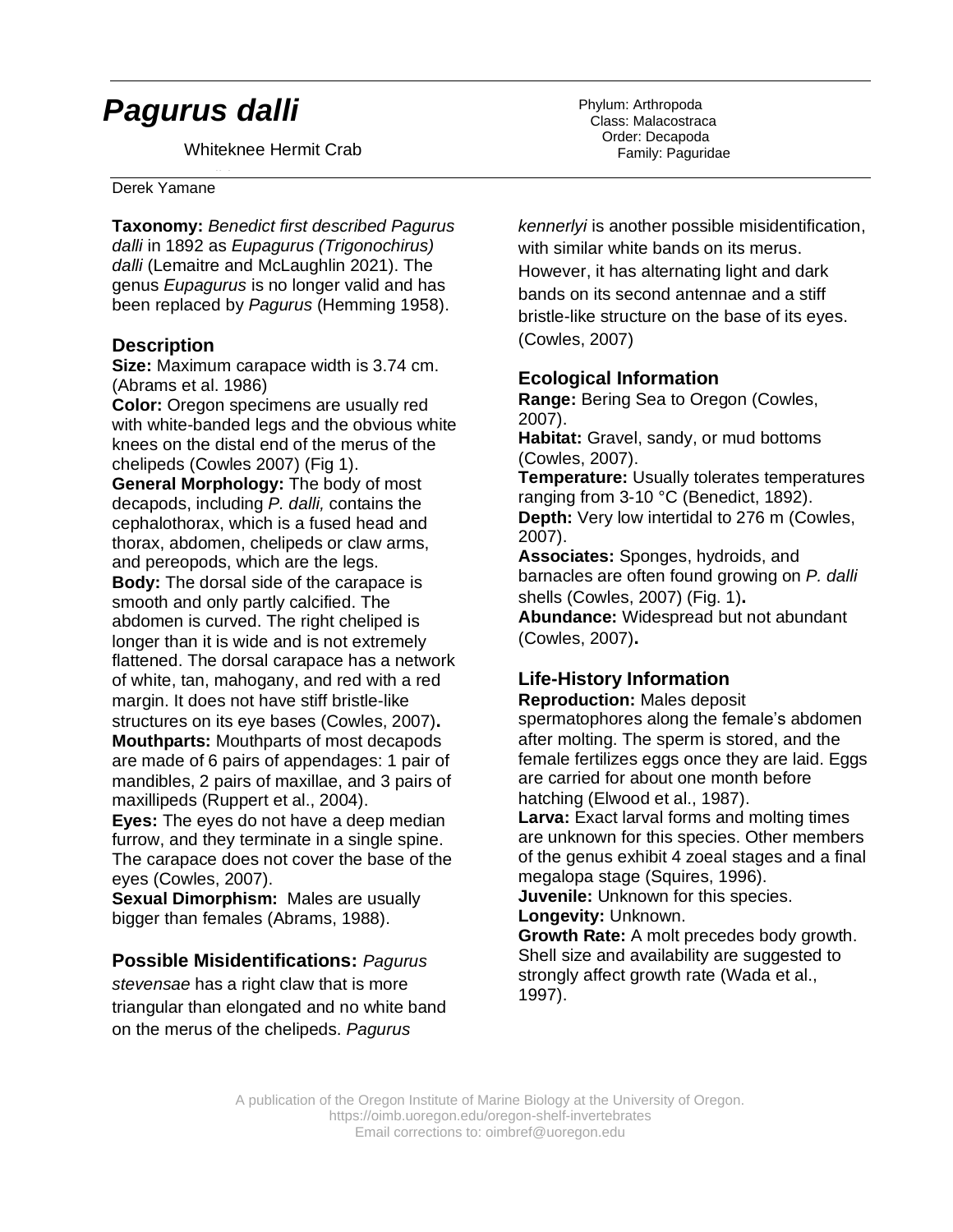# *Pagurus dalli*

Whiteknee Hermit Crab

Phylum: Arthropoda
Class: Malacostraca
Order: Decapoda
Family: Paguridae

Derek Yamane

**Taxonomy:** *Benedict first described Pagurus dalli* in 1892 as *Eupagurus (Trigonochirus) dalli* (Lemaitre and McLaughlin 2021). The genus *Eupagurus* is no longer valid and has been replaced by *Pagurus* (Hemming 1958).

## Description

**Size:** Maximum carapace width is 3.74 cm. (Abrams et al. 1986)

**Color:** Oregon specimens are usually red with white-banded legs and the obvious white knees on the distal end of the merus of the chelipeds (Cowles 2007) (Fig 1).

**General Morphology:** The body of most decapods, including *P. dalli,* contains the cephalothorax, which is a fused head and thorax, abdomen, chelipeds or claw arms, and pereopods, which are the legs.

**Body:** The dorsal side of the carapace is smooth and only partly calcified. The abdomen is curved. The right cheliped is longer than it is wide and is not extremely flattened. The dorsal carapace has a network of white, tan, mahogany, and red with a red margin. It does not have stiff bristle-like structures on its eye bases (Cowles, 2007)**.**

**Mouthparts:** Mouthparts of most decapods are made of 6 pairs of appendages: 1 pair of mandibles, 2 pairs of maxillae, and 3 pairs of maxillipeds (Ruppert et al., 2004).

**Eyes:** The eyes do not have a deep median furrow, and they terminate in a single spine. The carapace does not cover the base of the eyes (Cowles, 2007).

**Sexual Dimorphism:** Males are usually bigger than females (Abrams, 1988).

## Possible Misidentifications:

*Pagurus stevensae* has a right claw that is more triangular than elongated and no white band on the merus of the chelipeds. *Pagurus kennerlyi* is another possible misidentification, with similar white bands on its merus. However, it has alternating light and dark bands on its second antennae and a stiff bristle-like structure on the base of its eyes. (Cowles, 2007)

## Ecological Information

**Range:** Bering Sea to Oregon (Cowles, 2007).

**Habitat:** Gravel, sandy, or mud bottoms (Cowles, 2007).

**Temperature:** Usually tolerates temperatures ranging from 3-10 °C (Benedict, 1892).

**Depth:** Very low intertidal to 276 m (Cowles, 2007).

**Associates:** Sponges, hydroids, and barnacles are often found growing on *P. dalli* shells (Cowles, 2007) (Fig. 1)**.**

**Abundance:** Widespread but not abundant (Cowles, 2007)**.**

## Life-History Information

**Reproduction:** Males deposit spermatophores along the female's abdomen after molting. The sperm is stored, and the female fertilizes eggs once they are laid. Eggs are carried for about one month before hatching (Elwood et al., 1987).

**Larva:** Exact larval forms and molting times are unknown for this species. Other members of the genus exhibit 4 zoeal stages and a final megalopa stage (Squires, 1996).

**Juvenile:** Unknown for this species.

**Longevity:** Unknown.

**Growth Rate:** A molt precedes body growth. Shell size and availability are suggested to strongly affect growth rate (Wada et al., 1997).

A publication of the Oregon Institute of Marine Biology at the University of Oregon.
https://oimb.uoregon.edu/oregon-shelf-invertebrates
Email corrections to: oimbref@uoregon.edu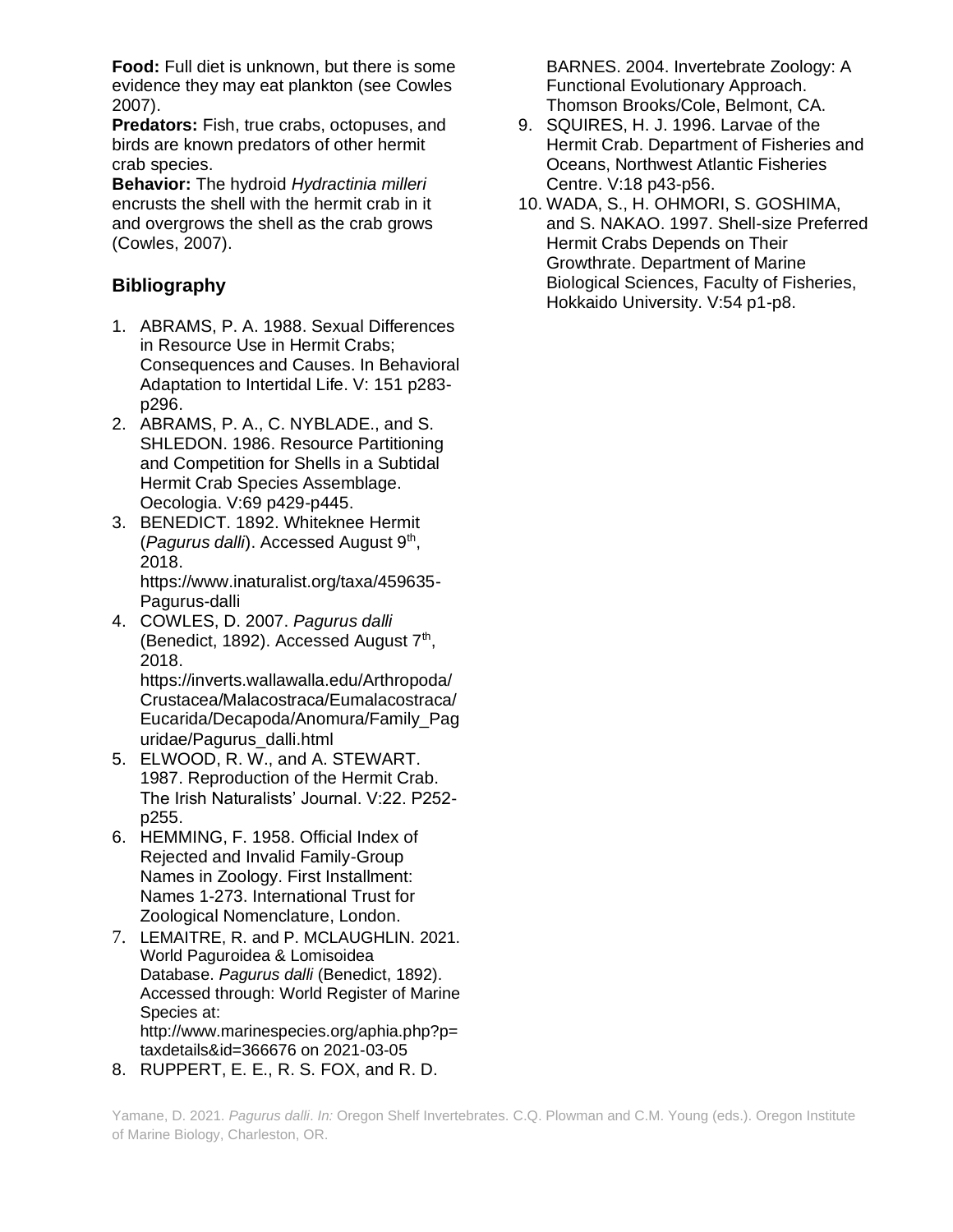**Food:** Full diet is unknown, but there is some evidence they may eat plankton (see Cowles 2007).

**Predators:** Fish, true crabs, octopuses, and birds are known predators of other hermit crab species.

**Behavior:** The hydroid *Hydractinia milleri* encrusts the shell with the hermit crab in it and overgrows the shell as the crab grows (Cowles, 2007).

## Bibliography

1. ABRAMS, P. A. 1988. Sexual Differences in Resource Use in Hermit Crabs; Consequences and Causes. In Behavioral Adaptation to Intertidal Life. V: 151 p283-p296.
2. ABRAMS, P. A., C. NYBLADE., and S. SHLEDON. 1986. Resource Partitioning and Competition for Shells in a Subtidal Hermit Crab Species Assemblage. Oecologia. V:69 p429-p445.
3. BENEDICT. 1892. Whiteknee Hermit (*Pagurus dalli*). Accessed August 9th, 2018. https://www.inaturalist.org/taxa/459635-Pagurus-dalli
4. COWLES, D. 2007. *Pagurus dalli* (Benedict, 1892). Accessed August 7th, 2018. https://inverts.wallawalla.edu/Arthropoda/Crustacea/Malacostraca/Eumalacostraca/Eucarida/Decapoda/Anomura/Family_Paguridae/Pagurus_dalli.html
5. ELWOOD, R. W., and A. STEWART. 1987. Reproduction of the Hermit Crab. The Irish Naturalists' Journal. V:22. P252-p255.
6. HEMMING, F. 1958. Official Index of Rejected and Invalid Family-Group Names in Zoology. First Installment: Names 1-273. International Trust for Zoological Nomenclature, London.
7. LEMAITRE, R. and P. MCLAUGHLIN. 2021. World Paguroidea & Lomisoidea Database. *Pagurus dalli* (Benedict, 1892). Accessed through: World Register of Marine Species at: http://www.marinespecies.org/aphia.php?p=taxdetails&id=366676 on 2021-03-05
8. RUPPERT, E. E., R. S. FOX, and R. D. BARNES. 2004. Invertebrate Zoology: A Functional Evolutionary Approach. Thomson Brooks/Cole, Belmont, CA.
9. SQUIRES, H. J. 1996. Larvae of the Hermit Crab. Department of Fisheries and Oceans, Northwest Atlantic Fisheries Centre. V:18 p43-p56.
10. WADA, S., H. OHMORI, S. GOSHIMA, and S. NAKAO. 1997. Shell-size Preferred Hermit Crabs Depends on Their Growthrate. Department of Marine Biological Sciences, Faculty of Fisheries, Hokkaido University. V:54 p1-p8.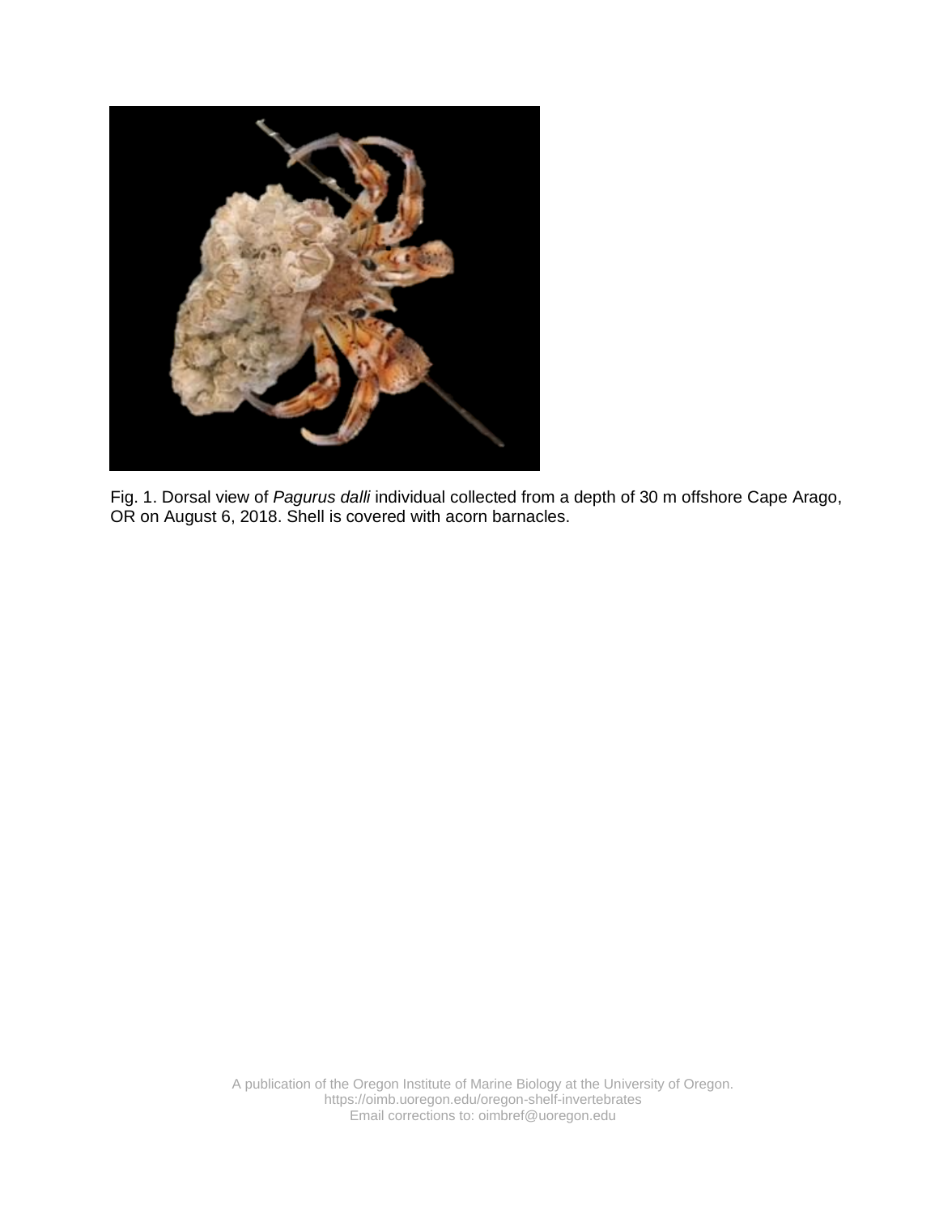Fig. 1. Dorsal view of *Pagurus dalli* individual collected from a depth of 30 m offshore Cape Arago, OR on August 6, 2018. Shell is covered with acorn barnacles.